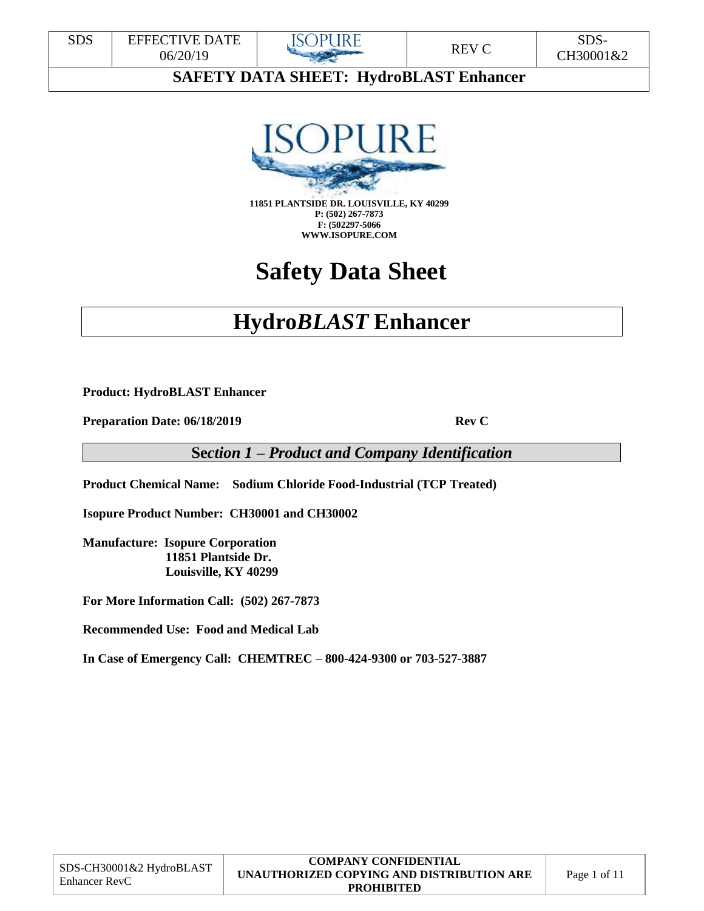**11851 PLANTSIDE DR. LOUISVILLE, KY 40299**
**P: (502) 267-7873**
**F: (502297-5066**
**WWW.ISOPURE.COM**

# Safety Data Sheet

# Hydro*BLAST* Enhancer

**Product: HydroBLAST Enhancer**

**Preparation Date: 06/18/2019** **Rev C**

## *Section 1 – Product and Company Identification*

**Product Chemical Name: Sodium Chloride Food-Industrial (TCP Treated)**

**Isopure Product Number: CH30001 and CH30002**

**Manufacture: Isopure Corporation**
**11851 Plantside Dr.**
**Louisville, KY 40299**

**For More Information Call: (502) 267-7873**

**Recommended Use: Food and Medical Lab**

**In Case of Emergency Call: CHEMTREC – 800-424-9300 or 703-527-3887**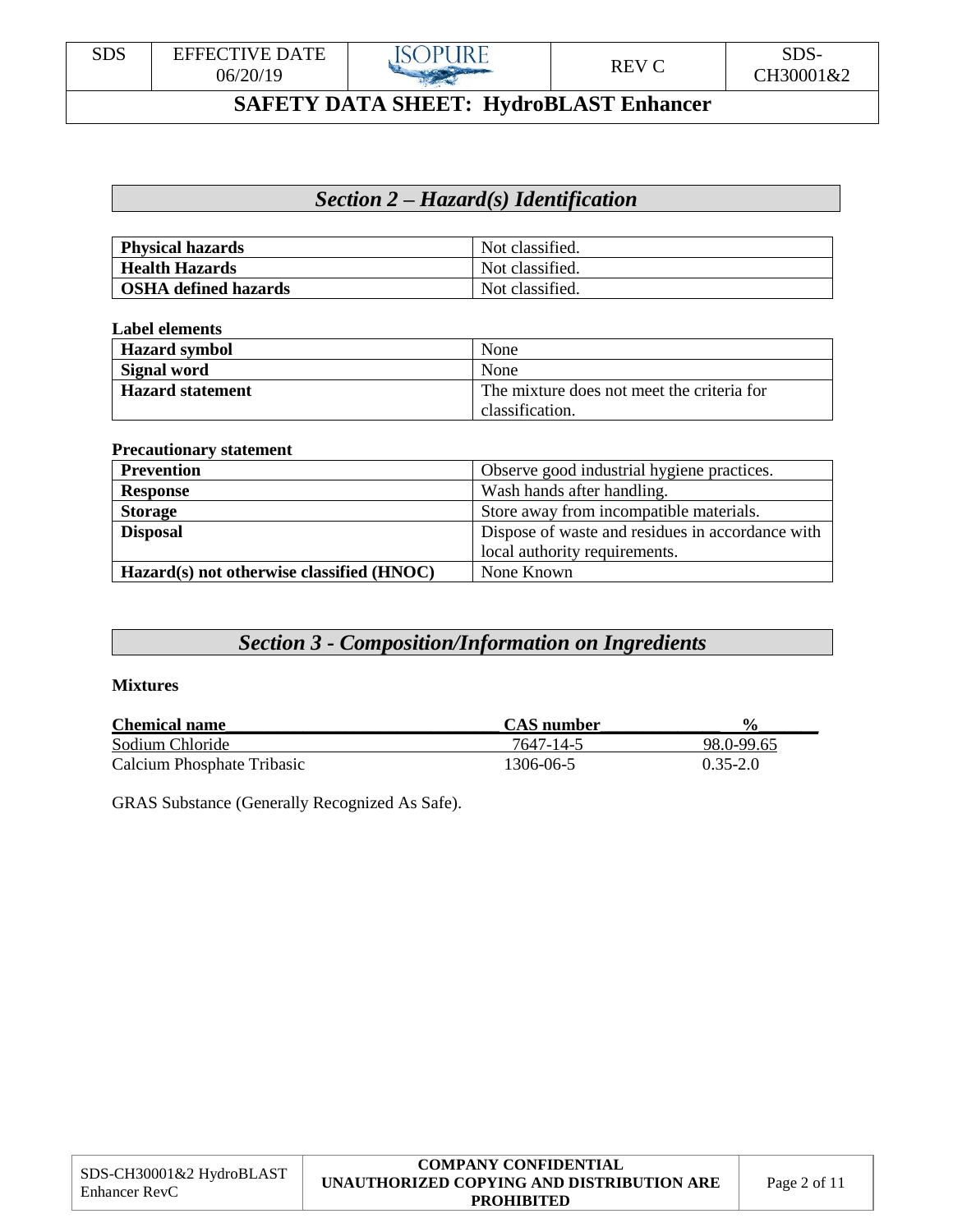## *Section 2 – Hazard(s) Identification*

| **Physical hazards** | Not classified. |
|---|---|
| **Health Hazards** | Not classified. |
| **OSHA defined hazards** | Not classified. |

**Label elements**

| **Hazard symbol** | None |
|---|---|
| **Signal word** | None |
| **Hazard statement** | The mixture does not meet the criteria for classification. |

**Precautionary statement**

| **Prevention** | Observe good industrial hygiene practices. |
|---|---|
| **Response** | Wash hands after handling. |
| **Storage** | Store away from incompatible materials. |
| **Disposal** | Dispose of waste and residues in accordance with local authority requirements. |
| **Hazard(s) not otherwise classified (HNOC)** | None Known |

## *Section 3 - Composition/Information on Ingredients*

**Mixtures**

| **Chemical name** | **CAS number** | **%** |
|---|---|---|
| Sodium Chloride | 7647-14-5 | 98.0-99.65 |
| Calcium Phosphate Tribasic | 1306-06-5 | 0.35-2.0 |

GRAS Substance (Generally Recognized As Safe).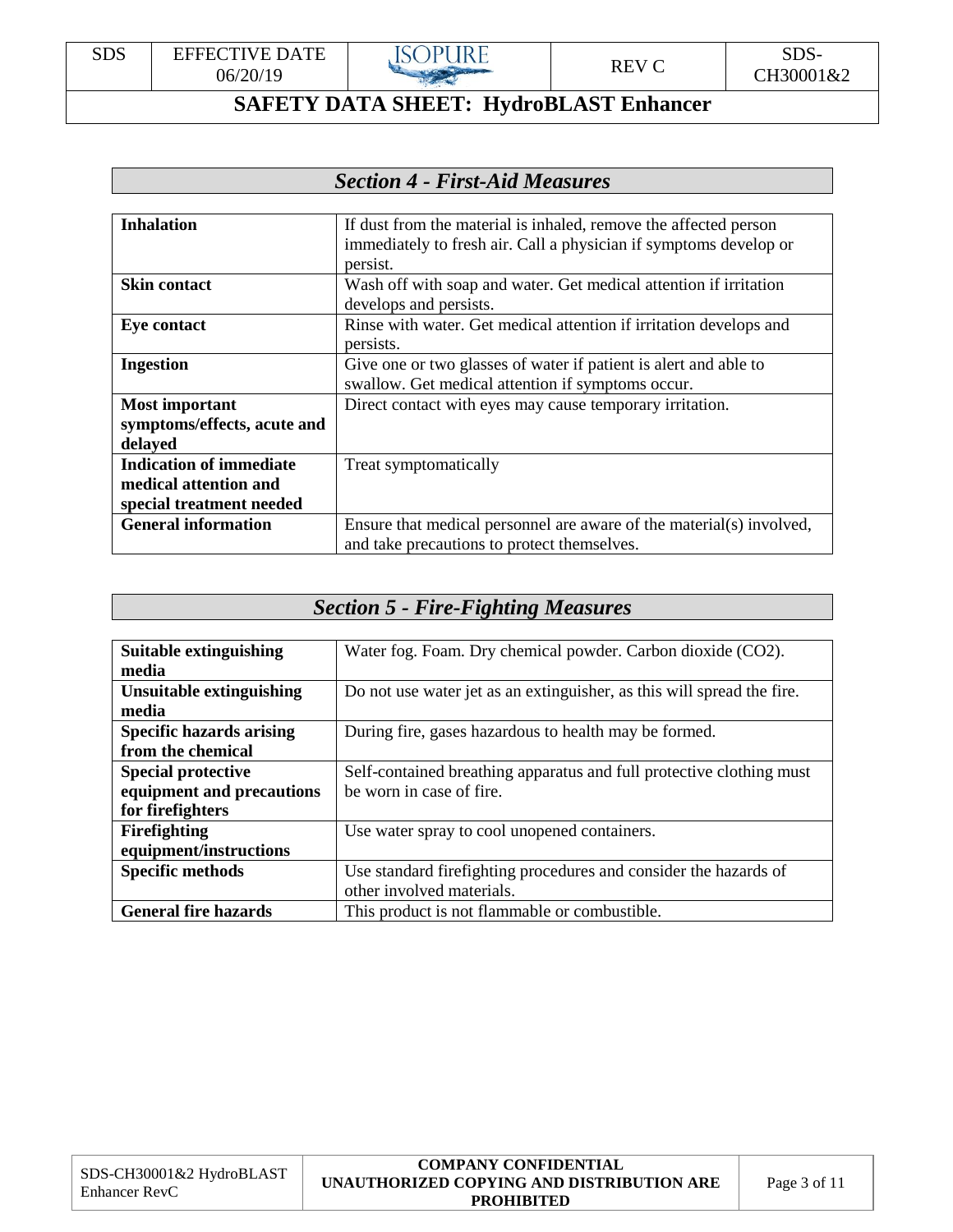## *Section 4 - First-Aid Measures*

| | |
|---|---|
| **Inhalation** | If dust from the material is inhaled, remove the affected person immediately to fresh air. Call a physician if symptoms develop or persist. |
| **Skin contact** | Wash off with soap and water. Get medical attention if irritation develops and persists. |
| **Eye contact** | Rinse with water. Get medical attention if irritation develops and persists. |
| **Ingestion** | Give one or two glasses of water if patient is alert and able to swallow. Get medical attention if symptoms occur. |
| **Most important symptoms/effects, acute and delayed** | Direct contact with eyes may cause temporary irritation. |
| **Indication of immediate medical attention and special treatment needed** | Treat symptomatically |
| **General information** | Ensure that medical personnel are aware of the material(s) involved, and take precautions to protect themselves. |

## *Section 5 - Fire-Fighting Measures*

| | |
|---|---|
| **Suitable extinguishing media** | Water fog. Foam. Dry chemical powder. Carbon dioxide ($CO_2$). |
| **Unsuitable extinguishing media** | Do not use water jet as an extinguisher, as this will spread the fire. |
| **Specific hazards arising from the chemical** | During fire, gases hazardous to health may be formed. |
| **Special protective equipment and precautions for firefighters** | Self-contained breathing apparatus and full protective clothing must be worn in case of fire. |
| **Firefighting equipment/instructions** | Use water spray to cool unopened containers. |
| **Specific methods** | Use standard firefighting procedures and consider the hazards of other involved materials. |
| **General fire hazards** | This product is not flammable or combustible. |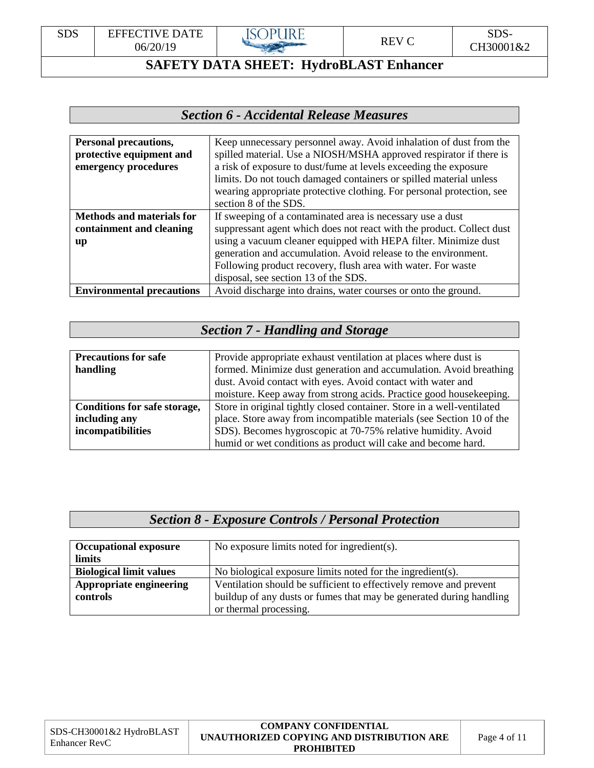## Section 6 - Accidental Release Measures

| | |
|---|---|
| **Personal precautions, protective equipment and emergency procedures** | Keep unnecessary personnel away. Avoid inhalation of dust from the spilled material. Use a NIOSH/MSHA approved respirator if there is a risk of exposure to dust/fume at levels exceeding the exposure limits. Do not touch damaged containers or spilled material unless wearing appropriate protective clothing. For personal protection, see section 8 of the SDS. |
| **Methods and materials for containment and cleaning up** | If sweeping of a contaminated area is necessary use a dust suppressant agent which does not react with the product. Collect dust using a vacuum cleaner equipped with HEPA filter. Minimize dust generation and accumulation. Avoid release to the environment. Following product recovery, flush area with water. For waste disposal, see section 13 of the SDS. |
| **Environmental precautions** | Avoid discharge into drains, water courses or onto the ground. |

## Section 7 - Handling and Storage

| | |
|---|---|
| **Precautions for safe handling** | Provide appropriate exhaust ventilation at places where dust is formed. Minimize dust generation and accumulation. Avoid breathing dust. Avoid contact with eyes. Avoid contact with water and moisture. Keep away from strong acids. Practice good housekeeping. |
| **Conditions for safe storage, including any incompatibilities** | Store in original tightly closed container. Store in a well-ventilated place. Store away from incompatible materials (see Section 10 of the SDS). Becomes hygroscopic at 70-75% relative humidity. Avoid humid or wet conditions as product will cake and become hard. |

## Section 8 - Exposure Controls / Personal Protection

| | |
|---|---|
| **Occupational exposure limits** | No exposure limits noted for ingredient(s). |
| **Biological limit values** | No biological exposure limits noted for the ingredient(s). |
| **Appropriate engineering controls** | Ventilation should be sufficient to effectively remove and prevent buildup of any dusts or fumes that may be generated during handling or thermal processing. |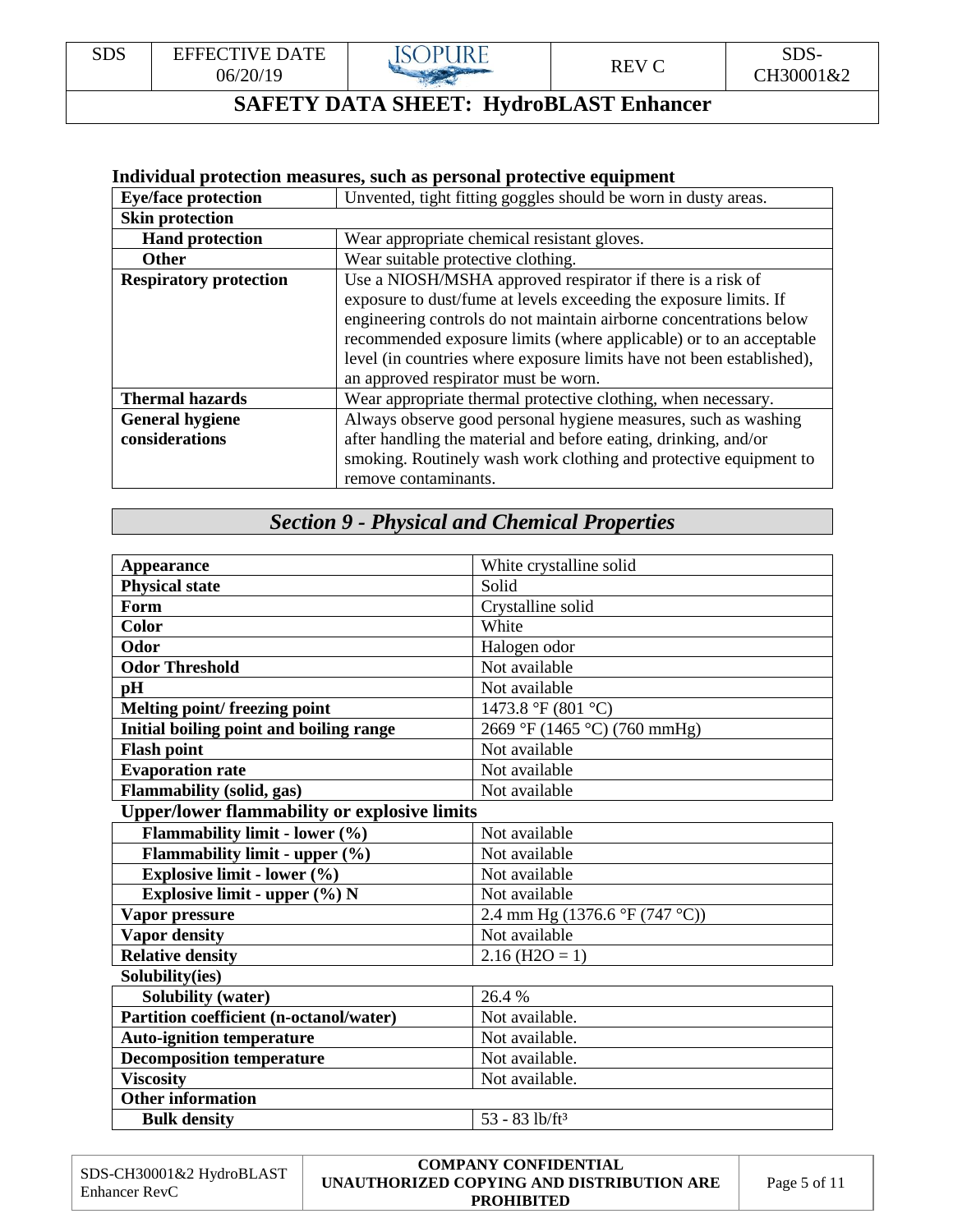**Individual protection measures, such as personal protective equipment**

| | |
|---|---|
| **Eye/face protection** | Unvented, tight fitting goggles should be worn in dusty areas. |
| **Skin protection** | |
| **Hand protection** | Wear appropriate chemical resistant gloves. |
| **Other** | Wear suitable protective clothing. |
| **Respiratory protection** | Use a NIOSH/MSHA approved respirator if there is a risk of exposure to dust/fume at levels exceeding the exposure limits. If engineering controls do not maintain airborne concentrations below recommended exposure limits (where applicable) or to an acceptable level (in countries where exposure limits have not been established), an approved respirator must be worn. |
| **Thermal hazards** | Wear appropriate thermal protective clothing, when necessary. |
| **General hygiene considerations** | Always observe good personal hygiene measures, such as washing after handling the material and before eating, drinking, and/or smoking. Routinely wash work clothing and protective equipment to remove contaminants. |

## *Section 9 - Physical and Chemical Properties*

| | |
|---|---|
| **Appearance** | White crystalline solid |
| **Physical state** | Solid |
| **Form** | Crystalline solid |
| **Color** | White |
| **Odor** | Halogen odor |
| **Odor Threshold** | Not available |
| **pH** | Not available |
| **Melting point/ freezing point** | 1473.8 °F (801 °C) |
| **Initial boiling point and boiling range** | 2669 °F (1465 °C) (760 mmHg) |
| **Flash point** | Not available |
| **Evaporation rate** | Not available |
| **Flammability (solid, gas)** | Not available |
| **Upper/lower flammability or explosive limits** | |
| **Flammability limit - lower (%)** | Not available |
| **Flammability limit - upper (%)** | Not available |
| **Explosive limit - lower (%)** | Not available |
| **Explosive limit - upper (%) N** | Not available |
| **Vapor pressure** | 2.4 mm Hg (1376.6 °F (747 °C)) |
| **Vapor density** | Not available |
| **Relative density** | 2.16 ($H_2O$ = 1) |
| **Solubility(ies)** | |
| **Solubility (water)** | 26.4 % |
| **Partition coefficient (n-octanol/water)** | Not available. |
| **Auto-ignition temperature** | Not available. |
| **Decomposition temperature** | Not available. |
| **Viscosity** | Not available. |
| **Other information** | |
| **Bulk density** | 53 - 83 lb/ft³ |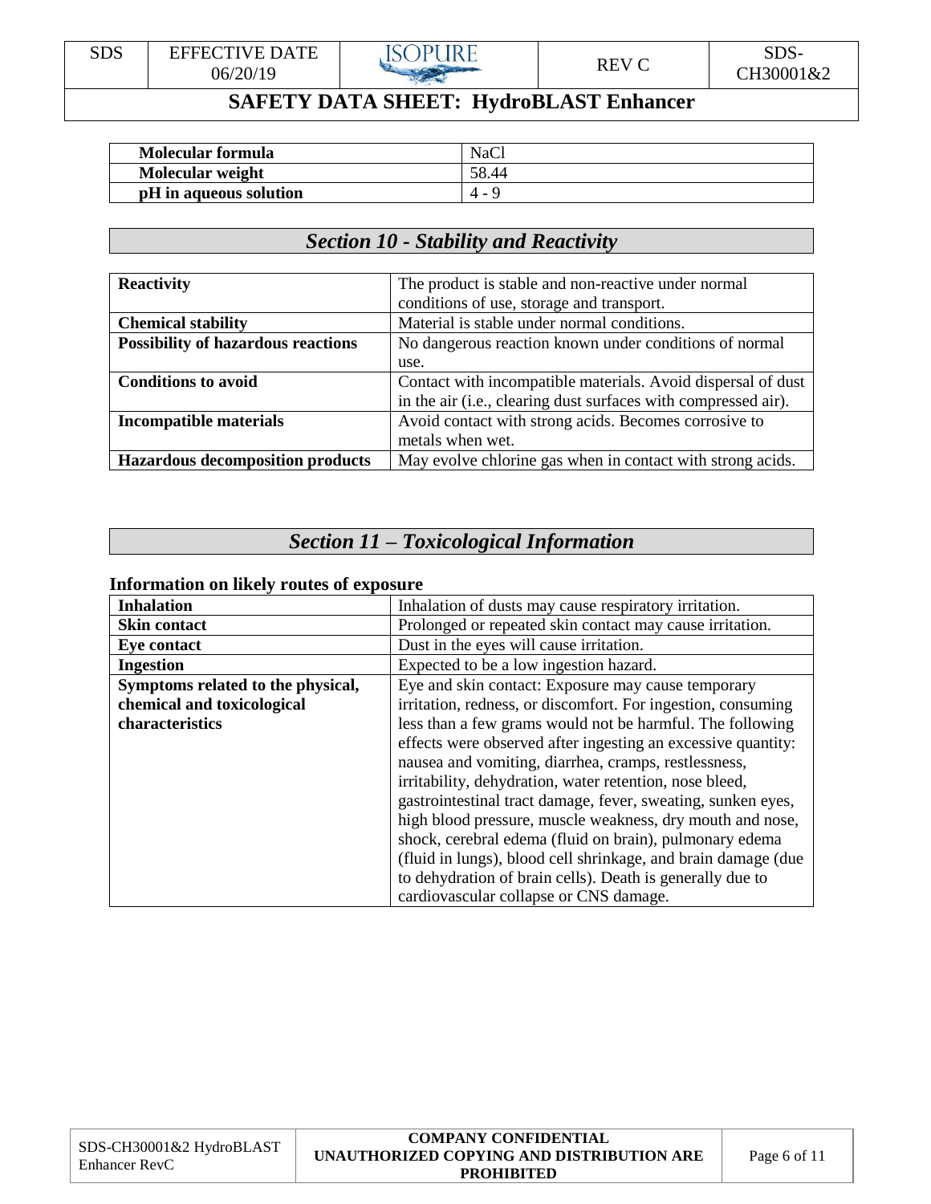| Molecular formula | NaCl |
| --- | --- |
| Molecular weight | 58.44 |
| pH in aqueous solution | 4 - 9 |

## *Section 10 - Stability and Reactivity*

| **Reactivity** | The product is stable and non-reactive under normal conditions of use, storage and transport. |
| --- | --- |
| **Chemical stability** | Material is stable under normal conditions. |
| **Possibility of hazardous reactions** | No dangerous reaction known under conditions of normal use. |
| **Conditions to avoid** | Contact with incompatible materials. Avoid dispersal of dust in the air (i.e., clearing dust surfaces with compressed air). |
| **Incompatible materials** | Avoid contact with strong acids. Becomes corrosive to metals when wet. |
| **Hazardous decomposition products** | May evolve chlorine gas when in contact with strong acids. |

## *Section 11 – Toxicological Information*

### Information on likely routes of exposure

| **Inhalation** | Inhalation of dusts may cause respiratory irritation. |
| --- | --- |
| **Skin contact** | Prolonged or repeated skin contact may cause irritation. |
| **Eye contact** | Dust in the eyes will cause irritation. |
| **Ingestion** | Expected to be a low ingestion hazard. |
| **Symptoms related to the physical, chemical and toxicological characteristics** | Eye and skin contact: Exposure may cause temporary irritation, redness, or discomfort. For ingestion, consuming less than a few grams would not be harmful. The following effects were observed after ingesting an excessive quantity: nausea and vomiting, diarrhea, cramps, restlessness, irritability, dehydration, water retention, nose bleed, gastrointestinal tract damage, fever, sweating, sunken eyes, high blood pressure, muscle weakness, dry mouth and nose, shock, cerebral edema (fluid on brain), pulmonary edema (fluid in lungs), blood cell shrinkage, and brain damage (due to dehydration of brain cells). Death is generally due to cardiovascular collapse or CNS damage. |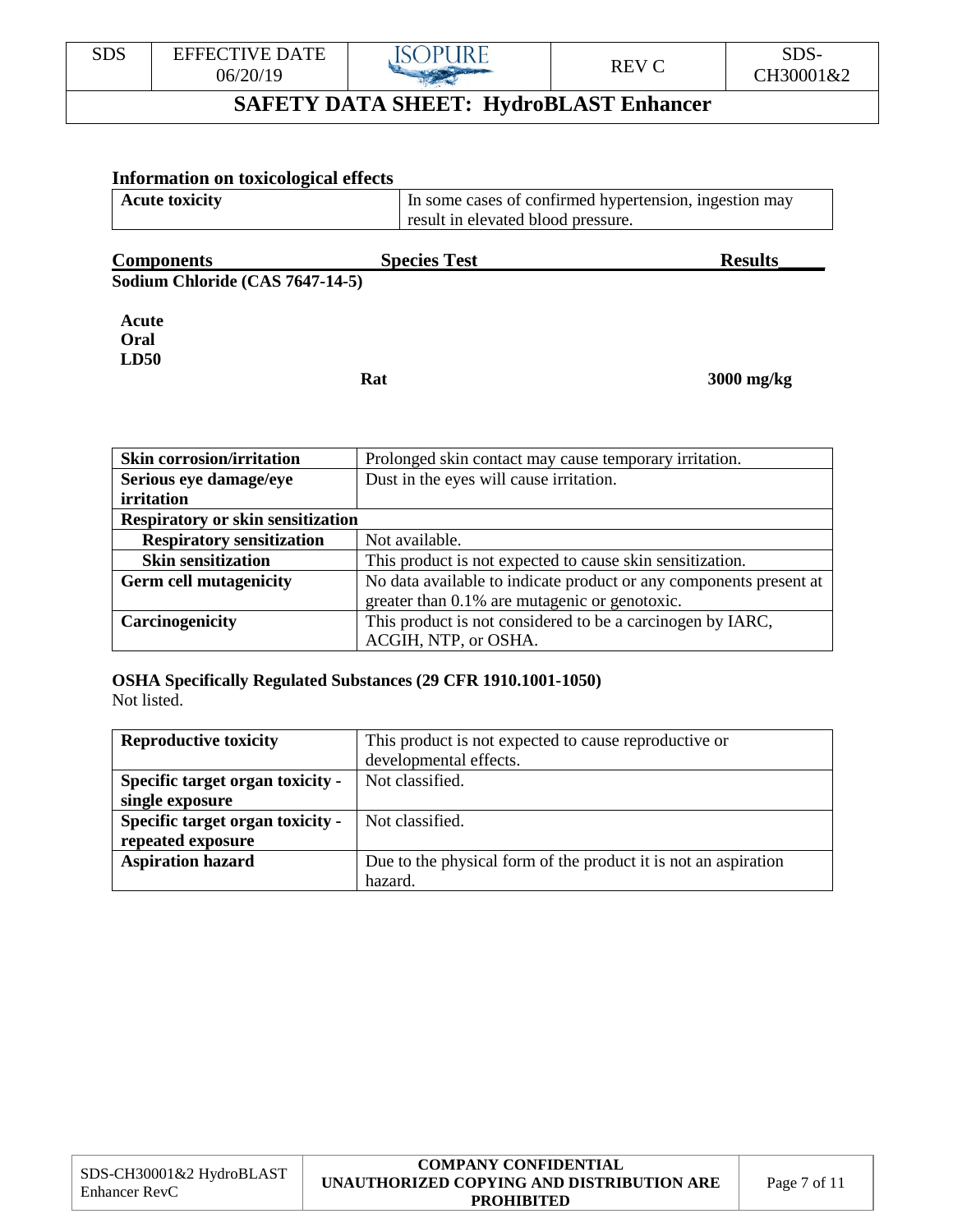### Information on toxicological effects

| Acute toxicity | In some cases of confirmed hypertension, ingestion may result in elevated blood pressure. |
|---|---|

| Components | Species Test | Results |
|---|---|---|
| **Sodium Chloride (CAS 7647-14-5)** | | |
| **Acute Oral LD50** | **Rat** | **3000 mg/kg** |

| | |
|---|---|
| **Skin corrosion/irritation** | Prolonged skin contact may cause temporary irritation. |
| **Serious eye damage/eye irritation** | Dust in the eyes will cause irritation. |
| **Respiratory or skin sensitization** | |
| **Respiratory sensitization** | Not available. |
| **Skin sensitization** | This product is not expected to cause skin sensitization. |
| **Germ cell mutagenicity** | No data available to indicate product or any components present at greater than 0.1% are mutagenic or genotoxic. |
| **Carcinogenicity** | This product is not considered to be a carcinogen by IARC, ACGIH, NTP, or OSHA. |

**OSHA Specifically Regulated Substances (29 CFR 1910.1001-1050)**
Not listed.

| | |
|---|---|
| **Reproductive toxicity** | This product is not expected to cause reproductive or developmental effects. |
| **Specific target organ toxicity - single exposure** | Not classified. |
| **Specific target organ toxicity - repeated exposure** | Not classified. |
| **Aspiration hazard** | Due to the physical form of the product it is not an aspiration hazard. |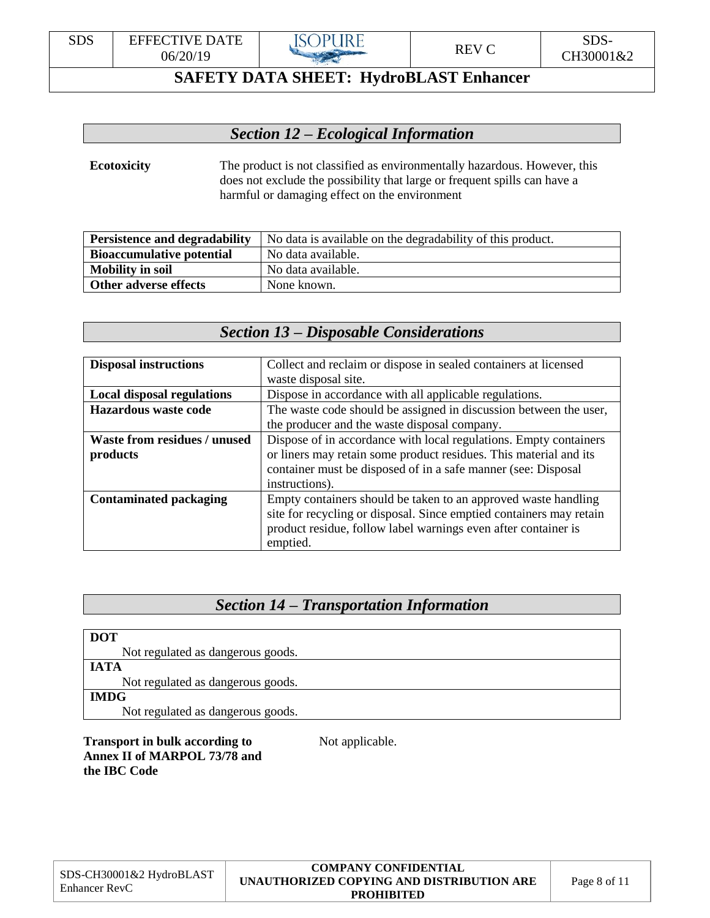## Section 12 – Ecological Information

**Ecotoxicity** The product is not classified as environmentally hazardous. However, this does not exclude the possibility that large or frequent spills can have a harmful or damaging effect on the environment

| | |
|---|---|
| **Persistence and degradability** | No data is available on the degradability of this product. |
| **Bioaccumulative potential** | No data available. |
| **Mobility in soil** | No data available. |
| **Other adverse effects** | None known. |

## Section 13 – Disposable Considerations

| | |
|---|---|
| **Disposal instructions** | Collect and reclaim or dispose in sealed containers at licensed waste disposal site. |
| **Local disposal regulations** | Dispose in accordance with all applicable regulations. |
| **Hazardous waste code** | The waste code should be assigned in discussion between the user, the producer and the waste disposal company. |
| **Waste from residues / unused products** | Dispose of in accordance with local regulations. Empty containers or liners may retain some product residues. This material and its container must be disposed of in a safe manner (see: Disposal instructions). |
| **Contaminated packaging** | Empty containers should be taken to an approved waste handling site for recycling or disposal. Since emptied containers may retain product residue, follow label warnings even after container is emptied. |

## Section 14 – Transportation Information

**DOT**

Not regulated as dangerous goods.

**IATA**

Not regulated as dangerous goods.

**IMDG**

Not regulated as dangerous goods.

**Transport in bulk according to Annex II of MARPOL 73/78 and the IBC Code** Not applicable.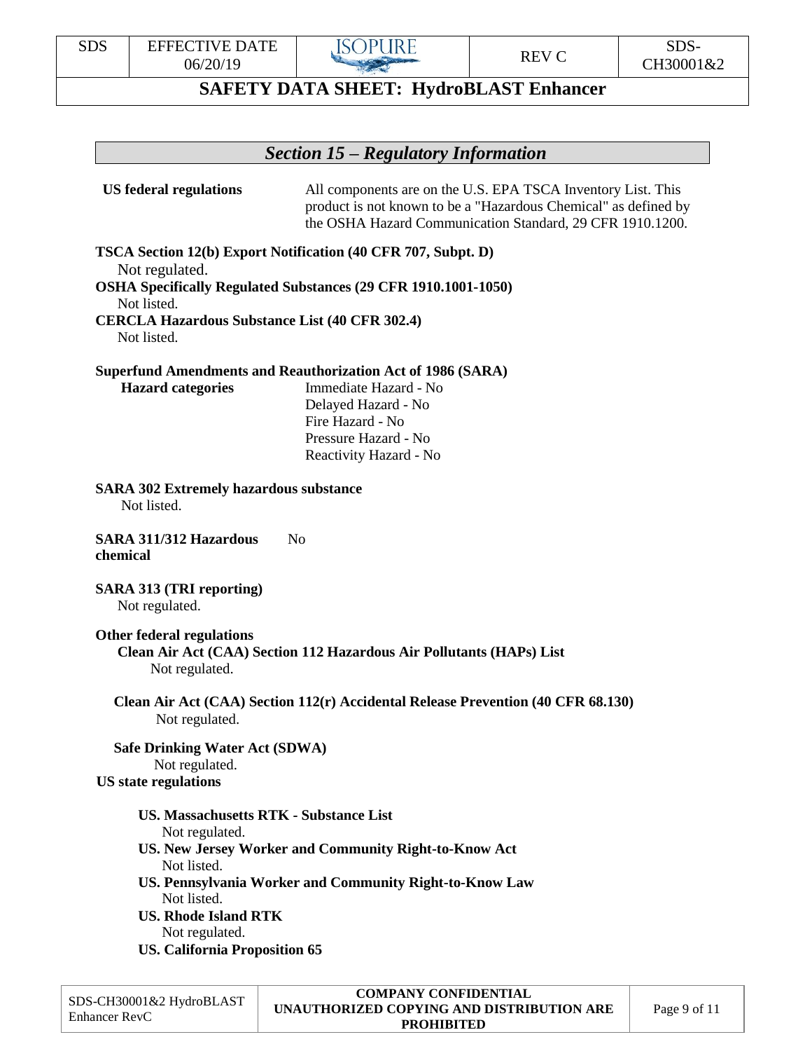## Section 15 – Regulatory Information

**US federal regulations** All components are on the U.S. EPA TSCA Inventory List. This product is not known to be a "Hazardous Chemical" as defined by the OSHA Hazard Communication Standard, 29 CFR 1910.1200.

**TSCA Section 12(b) Export Notification (40 CFR 707, Subpt. D)**
Not regulated.

**OSHA Specifically Regulated Substances (29 CFR 1910.1001-1050)**
Not listed.

**CERCLA Hazardous Substance List (40 CFR 302.4)**
Not listed.

**Superfund Amendments and Reauthorization Act of 1986 (SARA)**

**Hazard categories**
Immediate Hazard - No
Delayed Hazard - No
Fire Hazard - No
Pressure Hazard - No
Reactivity Hazard - No

**SARA 302 Extremely hazardous substance**
Not listed.

**SARA 311/312 Hazardous chemical** No

**SARA 313 (TRI reporting)**
Not regulated.

**Other federal regulations**

**Clean Air Act (CAA) Section 112 Hazardous Air Pollutants (HAPs) List**
Not regulated.

**Clean Air Act (CAA) Section 112(r) Accidental Release Prevention (40 CFR 68.130)**
Not regulated.

**Safe Drinking Water Act (SDWA)**
Not regulated.

**US state regulations**

**US. Massachusetts RTK - Substance List**
Not regulated.

**US. New Jersey Worker and Community Right-to-Know Act**
Not listed.

**US. Pennsylvania Worker and Community Right-to-Know Law**
Not listed.

**US. Rhode Island RTK**
Not regulated.

**US. California Proposition 65**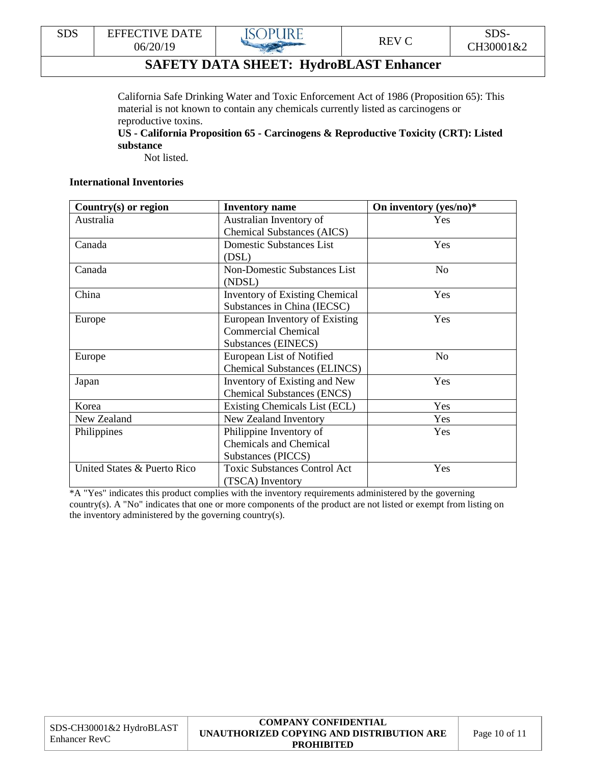California Safe Drinking Water and Toxic Enforcement Act of 1986 (Proposition 65): This material is not known to contain any chemicals currently listed as carcinogens or reproductive toxins.

**US - California Proposition 65 - Carcinogens & Reproductive Toxicity (CRT): Listed substance**

Not listed.

**International Inventories**

| Country(s) or region | Inventory name | On inventory (yes/no)* |
| --- | --- | --- |
| Australia | Australian Inventory of Chemical Substances (AICS) | Yes |
| Canada | Domestic Substances List (DSL) | Yes |
| Canada | Non-Domestic Substances List (NDSL) | No |
| China | Inventory of Existing Chemical Substances in China (IECSC) | Yes |
| Europe | European Inventory of Existing Commercial Chemical Substances (EINECS) | Yes |
| Europe | European List of Notified Chemical Substances (ELINCS) | No |
| Japan | Inventory of Existing and New Chemical Substances (ENCS) | Yes |
| Korea | Existing Chemicals List (ECL) | Yes |
| New Zealand | New Zealand Inventory | Yes |
| Philippines | Philippine Inventory of Chemicals and Chemical Substances (PICCS) | Yes |
| United States & Puerto Rico | Toxic Substances Control Act (TSCA) Inventory | Yes |

*A "Yes" indicates this product complies with the inventory requirements administered by the governing country(s). A "No" indicates that one or more components of the product are not listed or exempt from listing on the inventory administered by the governing country(s).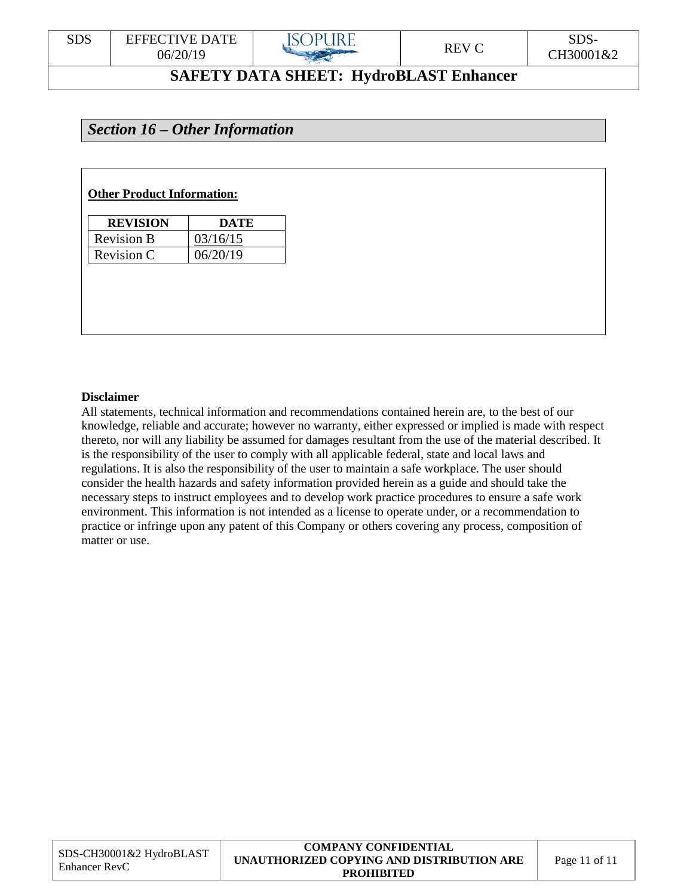## *Section 16 – Other Information*

**Other Product Information:**

| REVISION | DATE |
|---|---|
| Revision B | 03/16/15 |
| Revision C | 06/20/19 |

**Disclaimer**

All statements, technical information and recommendations contained herein are, to the best of our knowledge, reliable and accurate; however no warranty, either expressed or implied is made with respect thereto, nor will any liability be assumed for damages resultant from the use of the material described. It is the responsibility of the user to comply with all applicable federal, state and local laws and regulations. It is also the responsibility of the user to maintain a safe workplace. The user should consider the health hazards and safety information provided herein as a guide and should take the necessary steps to instruct employees and to develop work practice procedures to ensure a safe work environment. This information is not intended as a license to operate under, or a recommendation to practice or infringe upon any patent of this Company or others covering any process, composition of matter or use.